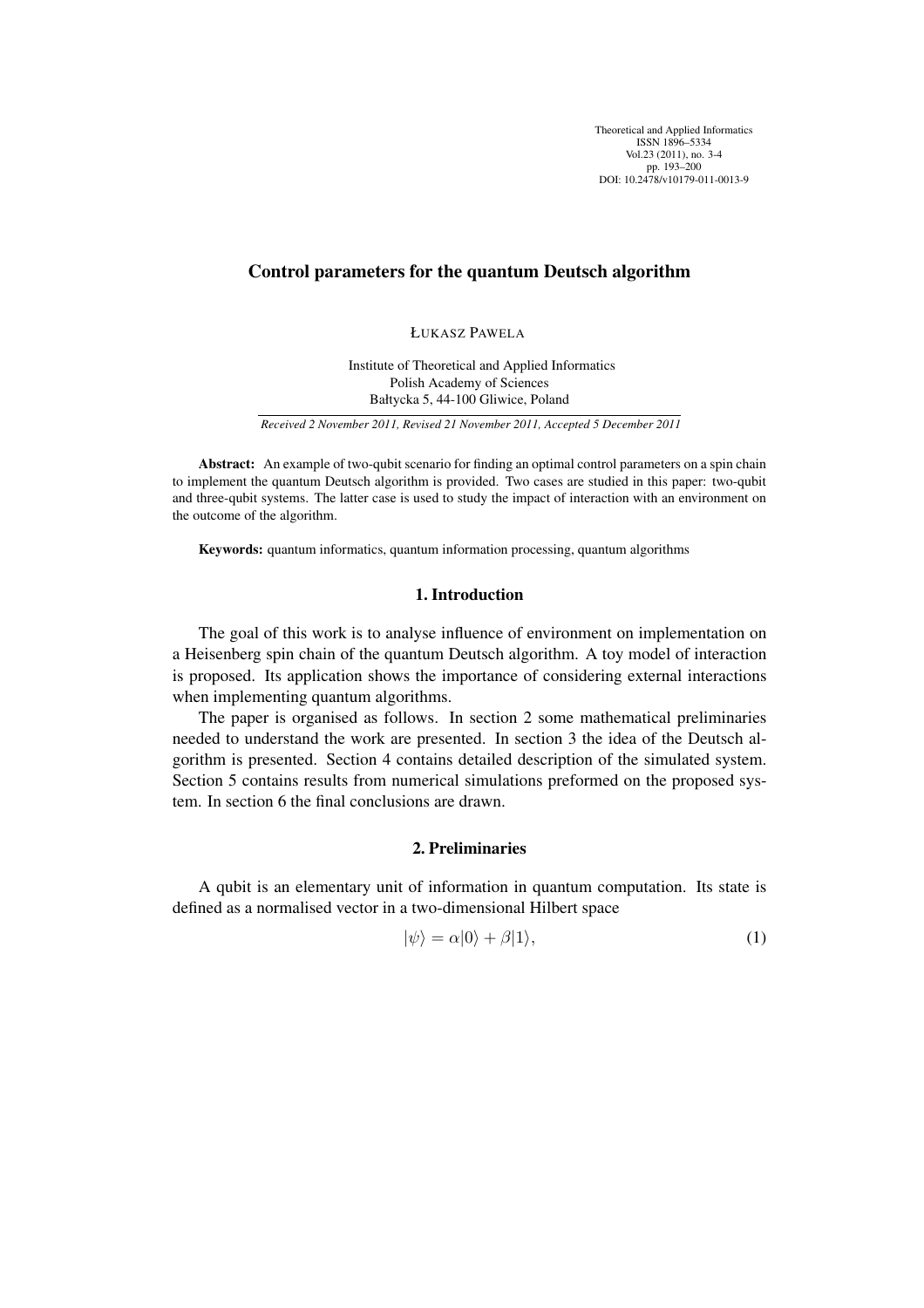# Control parameters for the quantum Deutsch algorithm

ŁUKASZ PAWELA

Institute of Theoretical and Applied Informatics
Polish Academy of Sciences
Bałtycka 5, 44-100 Gliwice, Poland

*Received 2 November 2011, Revised 21 November 2011, Accepted 5 December 2011*

**Abstract:** An example of two-qubit scenario for finding an optimal control parameters on a spin chain to implement the quantum Deutsch algorithm is provided. Two cases are studied in this paper: two-qubit and three-qubit systems. The latter case is used to study the impact of interaction with an environment on the outcome of the algorithm.

**Keywords:** quantum informatics, quantum information processing, quantum algorithms

## 1. Introduction

The goal of this work is to analyse influence of environment on implementation on a Heisenberg spin chain of the quantum Deutsch algorithm. A toy model of interaction is proposed. Its application shows the importance of considering external interactions when implementing quantum algorithms.

The paper is organised as follows. In section 2 some mathematical preliminaries needed to understand the work are presented. In section 3 the idea of the Deutsch algorithm is presented. Section 4 contains detailed description of the simulated system. Section 5 contains results from numerical simulations preformed on the proposed system. In section 6 the final conclusions are drawn.

## 2. Preliminaries

A qubit is an elementary unit of information in quantum computation. Its state is defined as a normalised vector in a two-dimensional Hilbert space

$$|\psi\rangle = \alpha|0\rangle + \beta|1\rangle, \tag{1}$$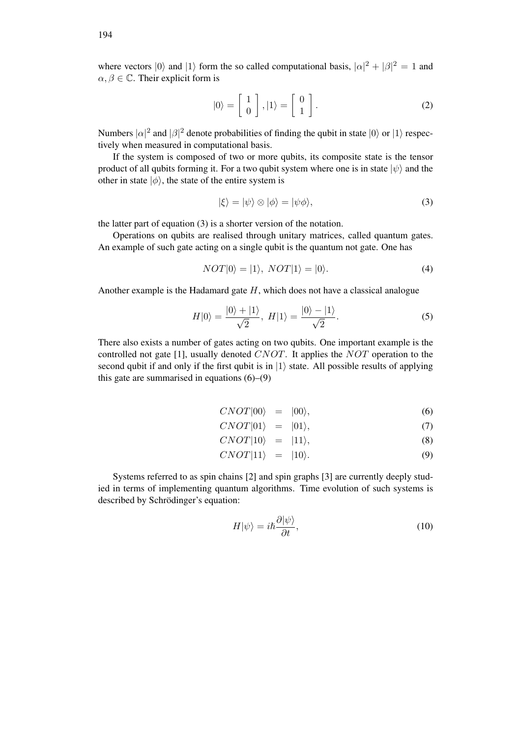where vectors $|0\rangle$ and $|1\rangle$ form the so called computational basis, $|\alpha|^2 + |\beta|^2 = 1$ and $\alpha, \beta \in \mathbb{C}$. Their explicit form is

$$|0\rangle = \begin{bmatrix} 1 \\ 0 \end{bmatrix}, |1\rangle = \begin{bmatrix} 0 \\ 1 \end{bmatrix}. \tag{2}$$

Numbers $|\alpha|^2$ and $|\beta|^2$ denote probabilities of finding the qubit in state $|0\rangle$ or $|1\rangle$ respectively when measured in computational basis.

If the system is composed of two or more qubits, its composite state is the tensor product of all qubits forming it. For a two qubit system where one is in state $|\psi\rangle$ and the other in state $|\phi\rangle$, the state of the entire system is

$$|\xi\rangle = |\psi\rangle \otimes |\phi\rangle = |\psi\phi\rangle, \tag{3}$$

the latter part of equation (3) is a shorter version of the notation.

Operations on qubits are realised through unitary matrices, called quantum gates. An example of such gate acting on a single qubit is the quantum not gate. One has

$$NOT|0\rangle = |1\rangle, \; NOT|1\rangle = |0\rangle. \tag{4}$$

Another example is the Hadamard gate $H$, which does not have a classical analogue

$$H|0\rangle = \frac{|0\rangle + |1\rangle}{\sqrt{2}}, \; H|1\rangle = \frac{|0\rangle - |1\rangle}{\sqrt{2}}. \tag{5}$$

There also exists a number of gates acting on two qubits. One important example is the controlled not gate [1], usually denoted $CNOT$. It applies the $NOT$ operation to the second qubit if and only if the first qubit is in $|1\rangle$ state. All possible results of applying this gate are summarised in equations (6)–(9)

$$CNOT|00\rangle = |00\rangle, \tag{6}$$

$$CNOT|01\rangle = |01\rangle, \tag{7}$$

$$CNOT|10\rangle = |11\rangle, \tag{8}$$

$$CNOT|11\rangle = |10\rangle. \tag{9}$$

Systems referred to as spin chains [2] and spin graphs [3] are currently deeply studied in terms of implementing quantum algorithms. Time evolution of such systems is described by Schrödinger's equation:

$$H|\psi\rangle = i\hbar\frac{\partial|\psi\rangle}{\partial t}, \tag{10}$$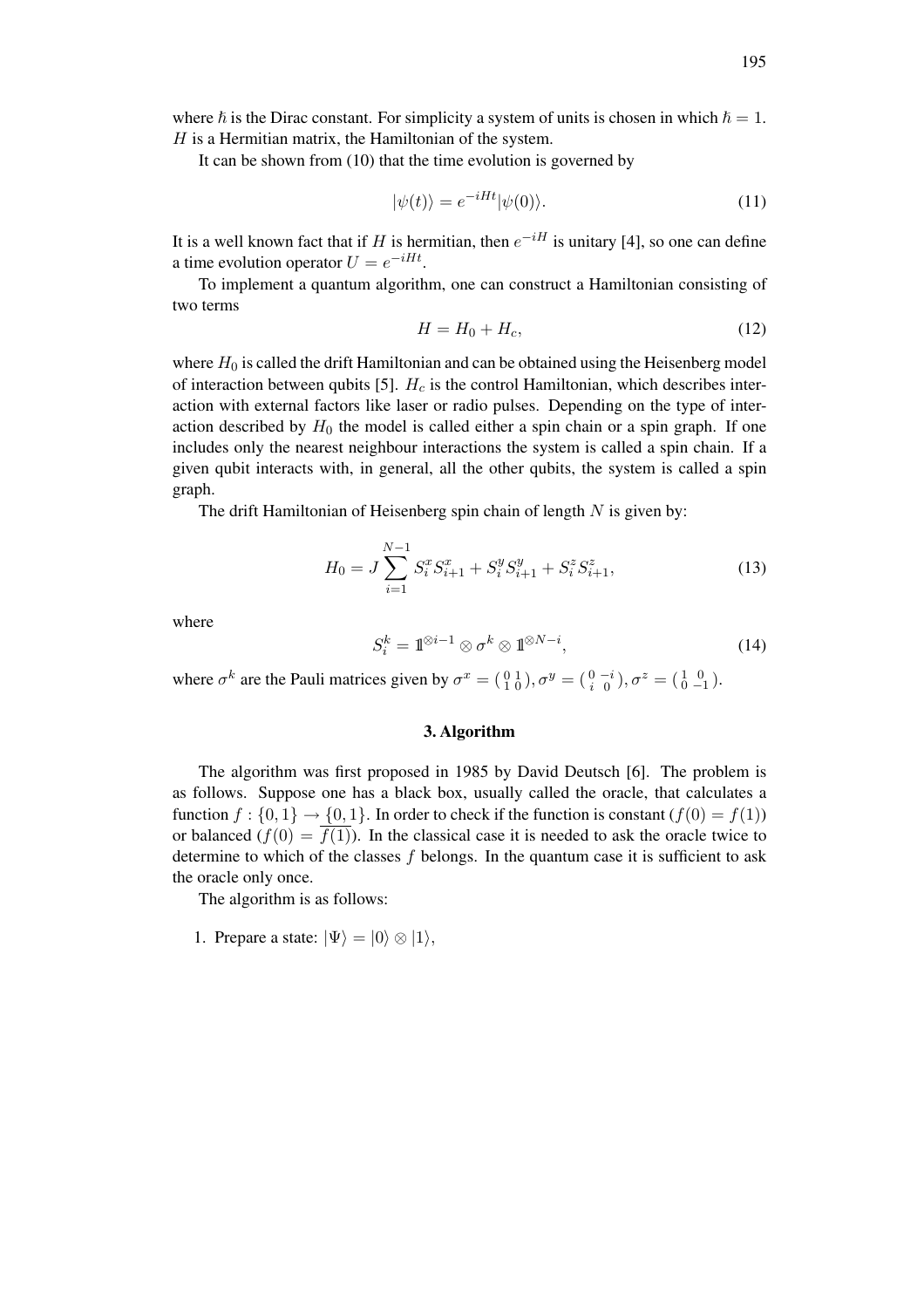where $\hbar$ is the Dirac constant. For simplicity a system of units is chosen in which $\hbar = 1$. $H$ is a Hermitian matrix, the Hamiltonian of the system.

It can be shown from (10) that the time evolution is governed by

$$|\psi(t)\rangle = e^{-iHt}|\psi(0)\rangle. \tag{11}$$

It is a well known fact that if $H$ is hermitian, then $e^{-iH}$ is unitary [4], so one can define a time evolution operator $U = e^{-iHt}$.

To implement a quantum algorithm, one can construct a Hamiltonian consisting of two terms

$$H = H_0 + H_c, \tag{12}$$

where $H_0$ is called the drift Hamiltonian and can be obtained using the Heisenberg model of interaction between qubits [5]. $H_c$ is the control Hamiltonian, which describes interaction with external factors like laser or radio pulses. Depending on the type of interaction described by $H_0$ the model is called either a spin chain or a spin graph. If one includes only the nearest neighbour interactions the system is called a spin chain. If a given qubit interacts with, in general, all the other qubits, the system is called a spin graph.

The drift Hamiltonian of Heisenberg spin chain of length $N$ is given by:

$$H_0 = J \sum_{i=1}^{N-1} S_i^x S_{i+1}^x + S_i^y S_{i+1}^y + S_i^z S_{i+1}^z, \tag{13}$$

where

$$S_i^k = \mathbb{1}^{\otimes i-1} \otimes \sigma^k \otimes \mathbb{1}^{\otimes N-i}, \tag{14}$$

where $\sigma^k$ are the Pauli matrices given by $\sigma^x = \left(\begin{smallmatrix} 0 & 1 \\ 1 & 0 \end{smallmatrix}\right), \sigma^y = \left(\begin{smallmatrix} 0 & -i \\ i & 0 \end{smallmatrix}\right), \sigma^z = \left(\begin{smallmatrix} 1 & 0 \\ 0 & -1 \end{smallmatrix}\right)$.

## 3. Algorithm

The algorithm was first proposed in 1985 by David Deutsch [6]. The problem is as follows. Suppose one has a black box, usually called the oracle, that calculates a function $f : \{0, 1\} \to \{0, 1\}$. In order to check if the function is constant ($f(0) = f(1)$) or balanced ($f(0) = \overline{f(1)}$). In the classical case it is needed to ask the oracle twice to determine to which of the classes $f$ belongs. In the quantum case it is sufficient to ask the oracle only once.

The algorithm is as follows:

1. Prepare a state: $|\Psi\rangle = |0\rangle \otimes |1\rangle$,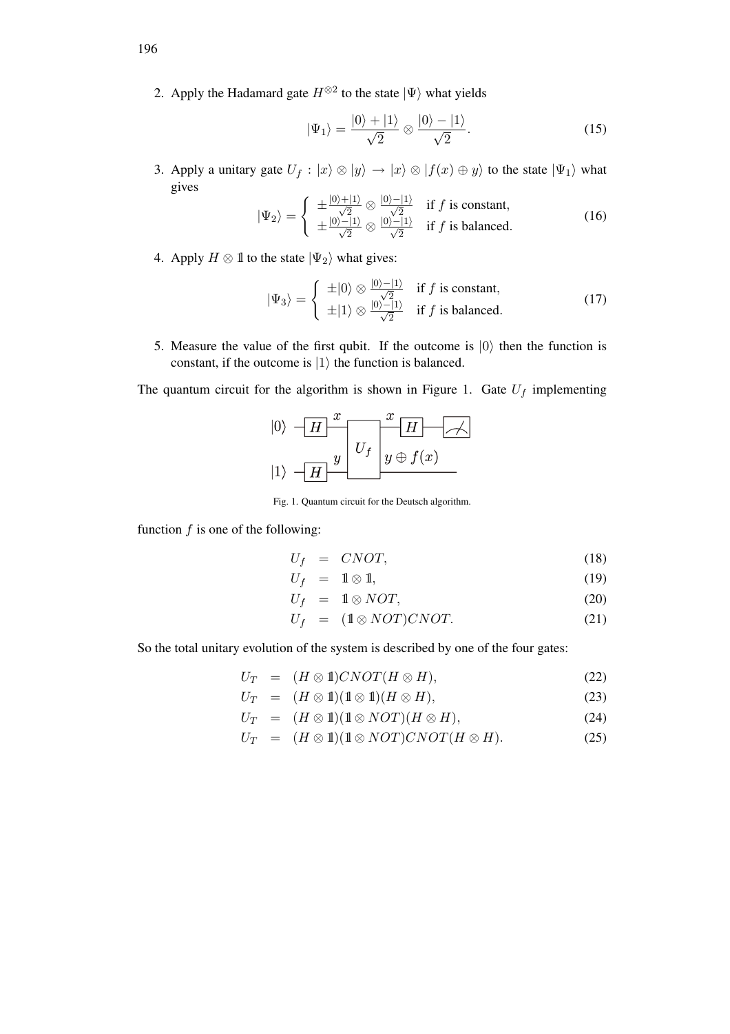2. Apply the Hadamard gate $H^{\otimes 2}$ to the state $|\Psi\rangle$ what yields

$$|\Psi_1\rangle = \frac{|0\rangle + |1\rangle}{\sqrt{2}} \otimes \frac{|0\rangle - |1\rangle}{\sqrt{2}}. \tag{15}$$

3. Apply a unitary gate $U_f : |x\rangle \otimes |y\rangle \to |x\rangle \otimes |f(x) \oplus y\rangle$ to the state $|\Psi_1\rangle$ what gives

$$|\Psi_2\rangle = \begin{cases} \pm\frac{|0\rangle+|1\rangle}{\sqrt{2}} \otimes \frac{|0\rangle-|1\rangle}{\sqrt{2}} & \text{if } f \text{ is constant,} \\ \pm\frac{|0\rangle-|1\rangle}{\sqrt{2}} \otimes \frac{|0\rangle-|1\rangle}{\sqrt{2}} & \text{if } f \text{ is balanced.} \end{cases} \tag{16}$$

4. Apply $H \otimes \mathbb{1}$ to the state $|\Psi_2\rangle$ what gives:

$$|\Psi_3\rangle = \begin{cases} \pm|0\rangle \otimes \frac{|0\rangle-|1\rangle}{\sqrt{2}} & \text{if } f \text{ is constant,} \\ \pm|1\rangle \otimes \frac{|0\rangle-|1\rangle}{\sqrt{2}} & \text{if } f \text{ is balanced.} \end{cases} \tag{17}$$

5. Measure the value of the first qubit. If the outcome is $|0\rangle$ then the function is constant, if the outcome is $|1\rangle$ the function is balanced.

The quantum circuit for the algorithm is shown in Figure 1. Gate $U_f$ implementing function $f$ is one of the following:

Fig. 1. Quantum circuit for the Deutsch algorithm.

$$\begin{aligned} U_f &= CNOT, & (18)\\ U_f &= \mathbb{1} \otimes \mathbb{1}, & (19)\\ U_f &= \mathbb{1} \otimes NOT, & (20)\\ U_f &= (\mathbb{1} \otimes NOT)CNOT. & (21) \end{aligned}$$

So the total unitary evolution of the system is described by one of the four gates:

$$\begin{aligned} U_T &= (H \otimes \mathbb{1})CNOT(H \otimes H), & (22)\\ U_T &= (H \otimes \mathbb{1})(\mathbb{1} \otimes \mathbb{1})(H \otimes H), & (23)\\ U_T &= (H \otimes \mathbb{1})(\mathbb{1} \otimes NOT)(H \otimes H), & (24)\\ U_T &= (H \otimes \mathbb{1})(\mathbb{1} \otimes NOT)CNOT(H \otimes H). & (25) \end{aligned}$$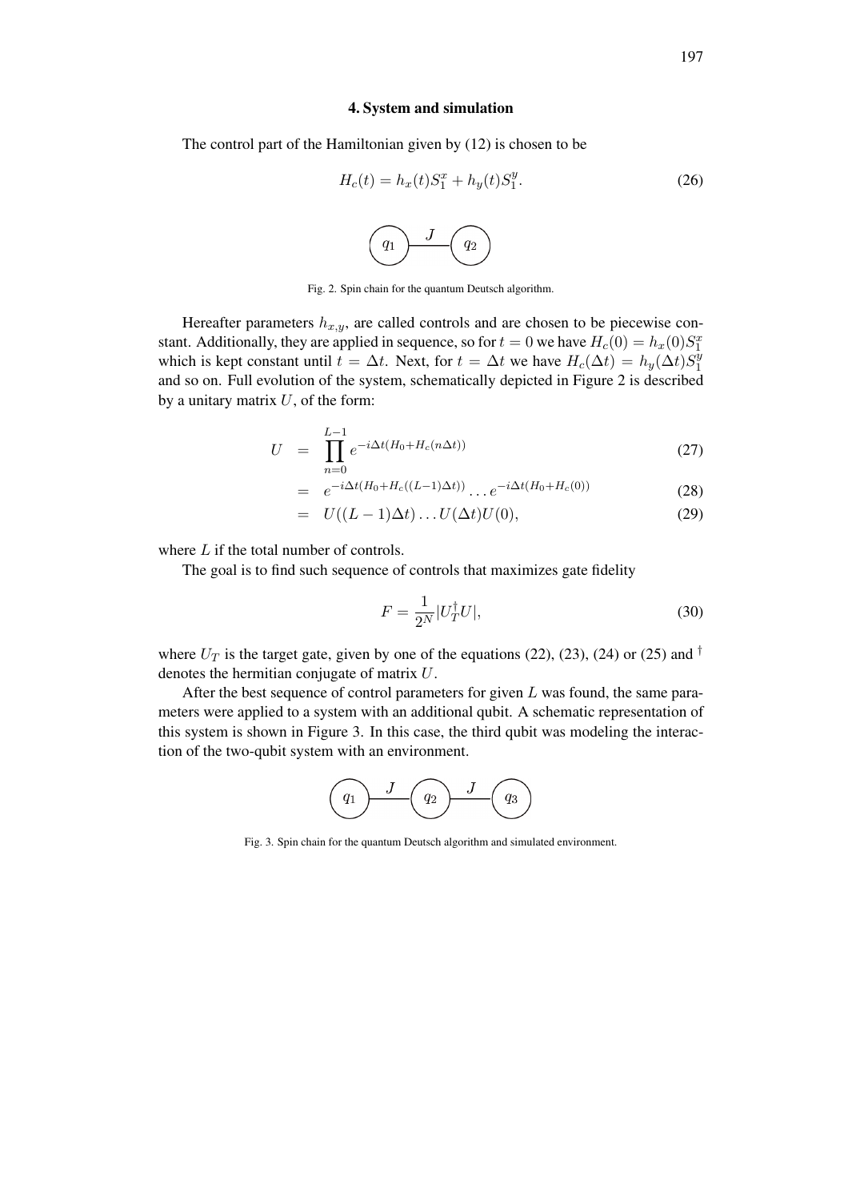### 4. System and simulation

The control part of the Hamiltonian given by (12) is chosen to be

$$H_c(t) = h_x(t)S_1^x + h_y(t)S_1^y. \tag{26}$$

Fig. 2. Spin chain for the quantum Deutsch algorithm.

Hereafter parameters $h_{x,y}$, are called controls and are chosen to be piecewise constant. Additionally, they are applied in sequence, so for $t = 0$ we have $H_c(0) = h_x(0)S_1^x$ which is kept constant until $t = \Delta t$. Next, for $t = \Delta t$ we have $H_c(\Delta t) = h_y(\Delta t)S_1^y$ and so on. Full evolution of the system, schematically depicted in Figure 2 is described by a unitary matrix $U$, of the form:

$$U = \prod_{n=0}^{L-1} e^{-i\Delta t(H_0 + H_c(n\Delta t))} \tag{27}$$

$$= e^{-i\Delta t(H_0 + H_c((L-1)\Delta t))} \dots e^{-i\Delta t(H_0 + H_c(0))} \tag{28}$$

$$= U((L-1)\Delta t) \dots U(\Delta t)U(0), \tag{29}$$

where $L$ if the total number of controls.

The goal is to find such sequence of controls that maximizes gate fidelity

$$F = \frac{1}{2^N}|U_T^\dagger U|, \tag{30}$$

where $U_T$ is the target gate, given by one of the equations (22), (23), (24) or (25) and $^\dagger$ denotes the hermitian conjugate of matrix $U$.

After the best sequence of control parameters for given $L$ was found, the same parameters were applied to a system with an additional qubit. A schematic representation of this system is shown in Figure 3. In this case, the third qubit was modeling the interaction of the two-qubit system with an environment.

Fig. 3. Spin chain for the quantum Deutsch algorithm and simulated environment.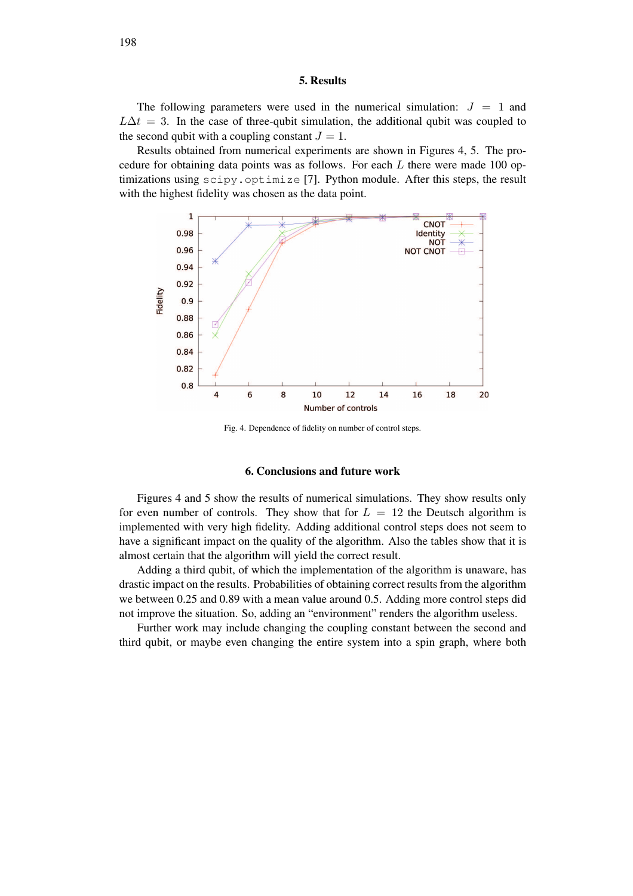## 5. Results

The following parameters were used in the numerical simulation: $J = 1$ and $L\Delta t = 3$. In the case of three-qubit simulation, the additional qubit was coupled to the second qubit with a coupling constant $J = 1$.

Results obtained from numerical experiments are shown in Figures 4, 5. The procedure for obtaining data points was as follows. For each $L$ there were made 100 optimizations using `scipy.optimize` [7]. Python module. After this steps, the result with the highest fidelity was chosen as the data point.

Fig. 4. Dependence of fidelity on number of control steps.

## 6. Conclusions and future work

Figures 4 and 5 show the results of numerical simulations. They show results only for even number of controls. They show that for $L = 12$ the Deutsch algorithm is implemented with very high fidelity. Adding additional control steps does not seem to have a significant impact on the quality of the algorithm. Also the tables show that it is almost certain that the algorithm will yield the correct result.

Adding a third qubit, of which the implementation of the algorithm is unaware, has drastic impact on the results. Probabilities of obtaining correct results from the algorithm we between 0.25 and 0.89 with a mean value around 0.5. Adding more control steps did not improve the situation. So, adding an "environment" renders the algorithm useless.

Further work may include changing the coupling constant between the second and third qubit, or maybe even changing the entire system into a spin graph, where both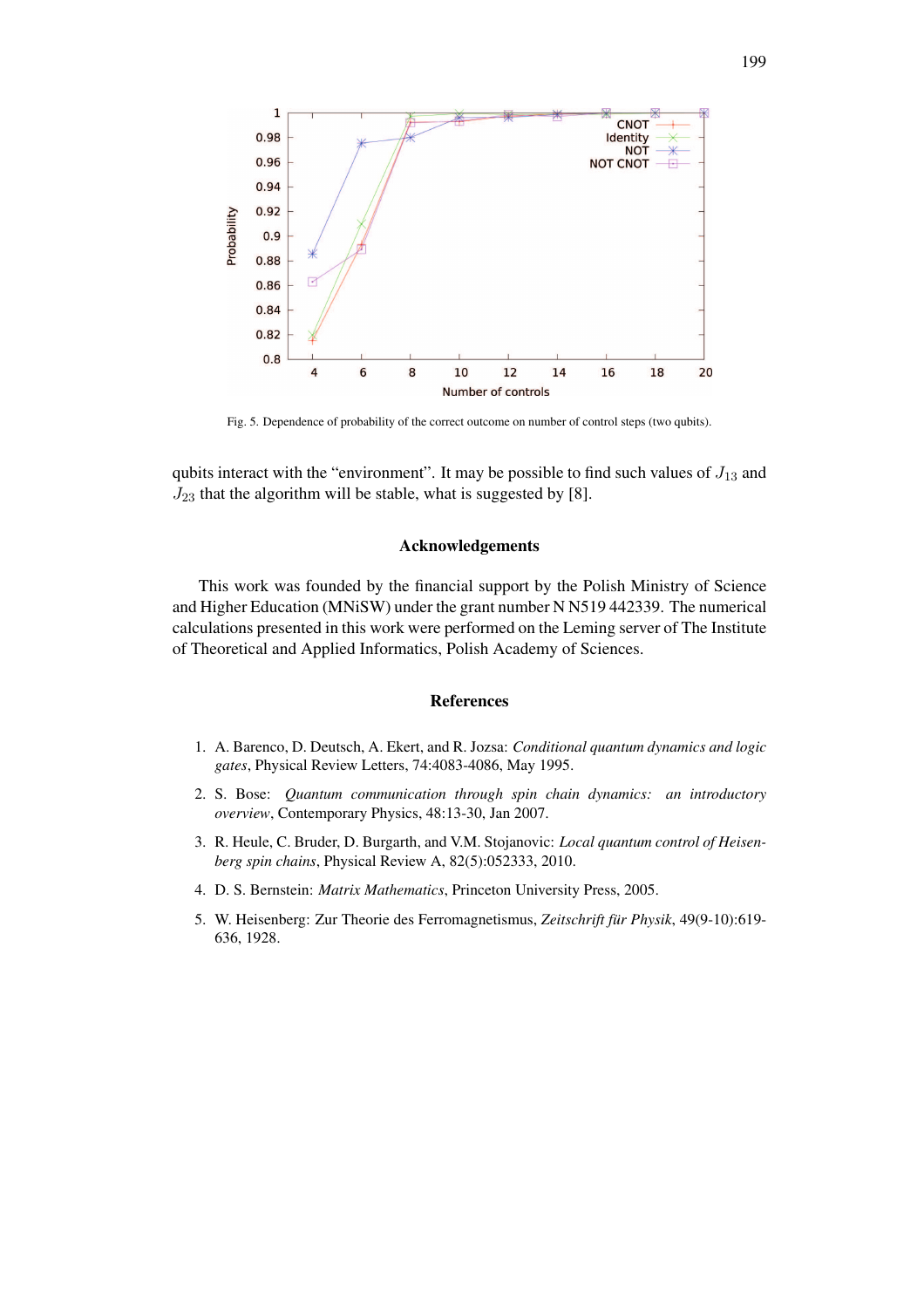Fig. 5. Dependence of probability of the correct outcome on number of control steps (two qubits).

qubits interact with the "environment". It may be possible to find such values of $J_{13}$ and $J_{23}$ that the algorithm will be stable, what is suggested by [8].

## Acknowledgements

This work was founded by the financial support by the Polish Ministry of Science and Higher Education (MNiSW) under the grant number N N519 442339. The numerical calculations presented in this work were performed on the Leming server of The Institute of Theoretical and Applied Informatics, Polish Academy of Sciences.

## References

1. A. Barenco, D. Deutsch, A. Ekert, and R. Jozsa: *Conditional quantum dynamics and logic gates*, Physical Review Letters, 74:4083-4086, May 1995.
2. S. Bose: *Quantum communication through spin chain dynamics: an introductory overview*, Contemporary Physics, 48:13-30, Jan 2007.
3. R. Heule, C. Bruder, D. Burgarth, and V.M. Stojanovic: *Local quantum control of Heisenberg spin chains*, Physical Review A, 82(5):052333, 2010.
4. D. S. Bernstein: *Matrix Mathematics*, Princeton University Press, 2005.
5. W. Heisenberg: Zur Theorie des Ferromagnetismus, *Zeitschrift für Physik*, 49(9-10):619-636, 1928.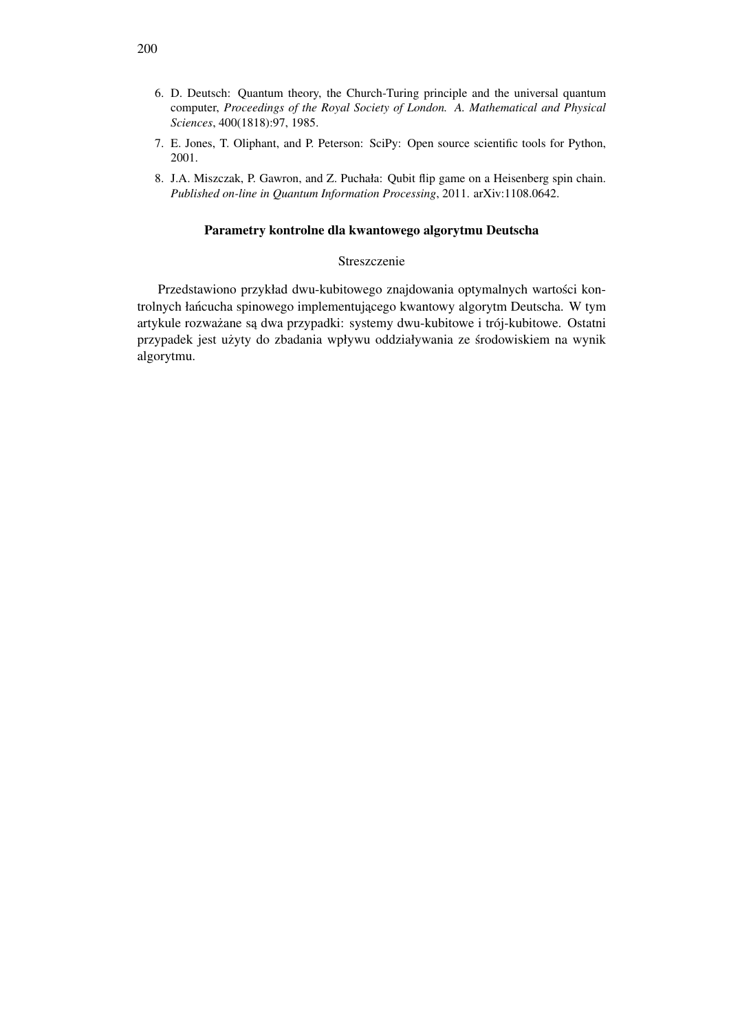6. D. Deutsch: Quantum theory, the Church-Turing principle and the universal quantum computer, *Proceedings of the Royal Society of London. A. Mathematical and Physical Sciences*, 400(1818):97, 1985.
7. E. Jones, T. Oliphant, and P. Peterson: SciPy: Open source scientific tools for Python, 2001.
8. J.A. Miszczak, P. Gawron, and Z. Puchała: Qubit flip game on a Heisenberg spin chain. *Published on-line in Quantum Information Processing*, 2011. arXiv:1108.0642.

**Parametry kontrolne dla kwantowego algorytmu Deutscha**

Streszczenie

Przedstawiono przykład dwu-kubitowego znajdowania optymalnych wartości kontrolnych łańcucha spinowego implementującego kwantowy algorytm Deutscha. W tym artykule rozważane są dwa przypadki: systemy dwu-kubitowe i trój-kubitowe. Ostatni przypadek jest użyty do zbadania wpływu oddziaływania ze środowiskiem na wynik algorytmu.